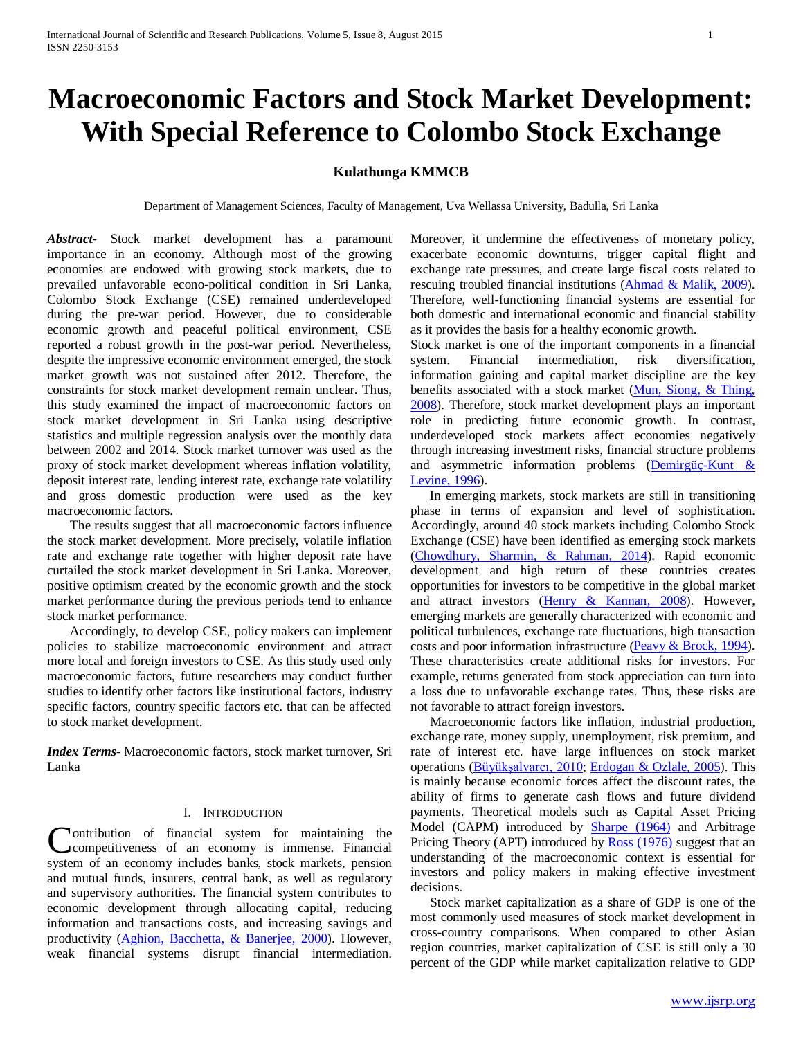# Macroeconomic Factors and Stock Market Development: With Special Reference to Colombo Stock Exchange

**Kulathunga KMMCB**

Department of Management Sciences, Faculty of Management, Uva Wellassa University, Badulla, Sri Lanka

***Abstract-*** Stock market development has a paramount importance in an economy. Although most of the growing economies are endowed with growing stock markets, due to prevailed unfavorable econo-political condition in Sri Lanka, Colombo Stock Exchange (CSE) remained underdeveloped during the pre-war period. However, due to considerable economic growth and peaceful political environment, CSE reported a robust growth in the post-war period. Nevertheless, despite the impressive economic environment emerged, the stock market growth was not sustained after 2012. Therefore, the constraints for stock market development remain unclear. Thus, this study examined the impact of macroeconomic factors on stock market development in Sri Lanka using descriptive statistics and multiple regression analysis over the monthly data between 2002 and 2014. Stock market turnover was used as the proxy of stock market development whereas inflation volatility, deposit interest rate, lending interest rate, exchange rate volatility and gross domestic production were used as the key macroeconomic factors.

The results suggest that all macroeconomic factors influence the stock market development. More precisely, volatile inflation rate and exchange rate together with higher deposit rate have curtailed the stock market development in Sri Lanka. Moreover, positive optimism created by the economic growth and the stock market performance during the previous periods tend to enhance stock market performance.

Accordingly, to develop CSE, policy makers can implement policies to stabilize macroeconomic environment and attract more local and foreign investors to CSE. As this study used only macroeconomic factors, future researchers may conduct further studies to identify other factors like institutional factors, industry specific factors, country specific factors etc. that can be affected to stock market development.

***Index Terms*-** Macroeconomic factors, stock market turnover, Sri Lanka

## I. Introduction

Contribution of financial system for maintaining the competitiveness of an economy is immense. Financial system of an economy includes banks, stock markets, pension and mutual funds, insurers, central bank, as well as regulatory and supervisory authorities. The financial system contributes to economic development through allocating capital, reducing information and transactions costs, and increasing savings and productivity (Aghion, Bacchetta, & Banerjee, 2000). However, weak financial systems disrupt financial intermediation. Moreover, it undermine the effectiveness of monetary policy, exacerbate economic downturns, trigger capital flight and exchange rate pressures, and create large fiscal costs related to rescuing troubled financial institutions (Ahmad & Malik, 2009). Therefore, well-functioning financial systems are essential for both domestic and international economic and financial stability as it provides the basis for a healthy economic growth.

Stock market is one of the important components in a financial system. Financial intermediation, risk diversification, information gaining and capital market discipline are the key benefits associated with a stock market (Mun, Siong, & Thing, 2008). Therefore, stock market development plays an important role in predicting future economic growth. In contrast, underdeveloped stock markets affect economies negatively through increasing investment risks, financial structure problems and asymmetric information problems (Demirgüç-Kunt & Levine, 1996).

In emerging markets, stock markets are still in transitioning phase in terms of expansion and level of sophistication. Accordingly, around 40 stock markets including Colombo Stock Exchange (CSE) have been identified as emerging stock markets (Chowdhury, Sharmin, & Rahman, 2014). Rapid economic development and high return of these countries creates opportunities for investors to be competitive in the global market and attract investors (Henry & Kannan, 2008). However, emerging markets are generally characterized with economic and political turbulences, exchange rate fluctuations, high transaction costs and poor information infrastructure (Peavy & Brock, 1994). These characteristics create additional risks for investors. For example, returns generated from stock appreciation can turn into a loss due to unfavorable exchange rates. Thus, these risks are not favorable to attract foreign investors.

Macroeconomic factors like inflation, industrial production, exchange rate, money supply, unemployment, risk premium, and rate of interest etc. have large influences on stock market operations (Büyükşalvarcı, 2010; Erdogan & Ozlale, 2005). This is mainly because economic forces affect the discount rates, the ability of firms to generate cash flows and future dividend payments. Theoretical models such as Capital Asset Pricing Model (CAPM) introduced by Sharpe (1964) and Arbitrage Pricing Theory (APT) introduced by Ross (1976) suggest that an understanding of the macroeconomic context is essential for investors and policy makers in making effective investment decisions.

Stock market capitalization as a share of GDP is one of the most commonly used measures of stock market development in cross-country comparisons. When compared to other Asian region countries, market capitalization of CSE is still only a 30 percent of the GDP while market capitalization relative to GDP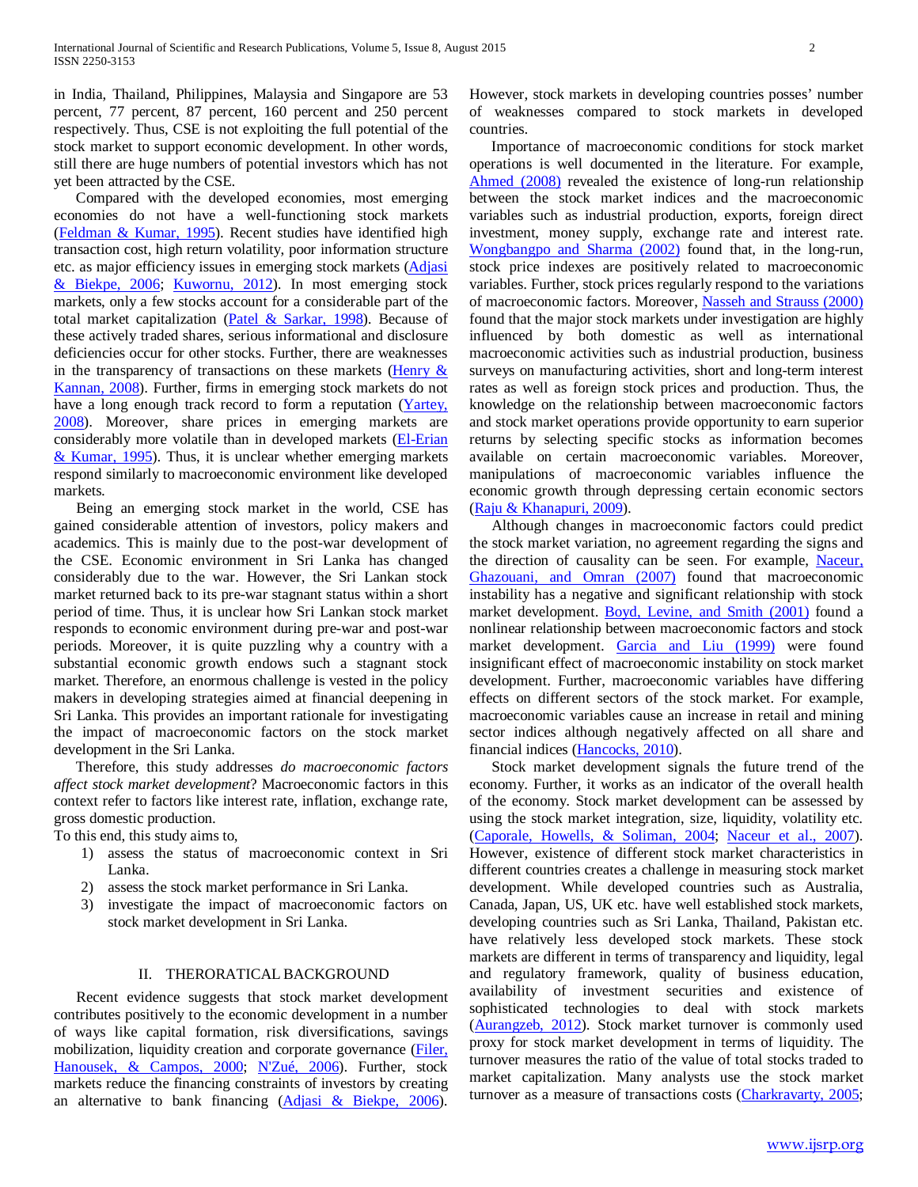in India, Thailand, Philippines, Malaysia and Singapore are 53 percent, 77 percent, 87 percent, 160 percent and 250 percent respectively. Thus, CSE is not exploiting the full potential of the stock market to support economic development. In other words, still there are huge numbers of potential investors which has not yet been attracted by the CSE.

Compared with the developed economies, most emerging economies do not have a well-functioning stock markets (Feldman & Kumar, 1995). Recent studies have identified high transaction cost, high return volatility, poor information structure etc. as major efficiency issues in emerging stock markets (Adjasi & Biekpe, 2006; Kuwornu, 2012). In most emerging stock markets, only a few stocks account for a considerable part of the total market capitalization (Patel & Sarkar, 1998). Because of these actively traded shares, serious informational and disclosure deficiencies occur for other stocks. Further, there are weaknesses in the transparency of transactions on these markets (Henry & Kannan, 2008). Further, firms in emerging stock markets do not have a long enough track record to form a reputation (Yartey, 2008). Moreover, share prices in emerging markets are considerably more volatile than in developed markets (El-Erian & Kumar, 1995). Thus, it is unclear whether emerging markets respond similarly to macroeconomic environment like developed markets.

Being an emerging stock market in the world, CSE has gained considerable attention of investors, policy makers and academics. This is mainly due to the post-war development of the CSE. Economic environment in Sri Lanka has changed considerably due to the war. However, the Sri Lankan stock market returned back to its pre-war stagnant status within a short period of time. Thus, it is unclear how Sri Lankan stock market responds to economic environment during pre-war and post-war periods. Moreover, it is quite puzzling why a country with a substantial economic growth endows such a stagnant stock market. Therefore, an enormous challenge is vested in the policy makers in developing strategies aimed at financial deepening in Sri Lanka. This provides an important rationale for investigating the impact of macroeconomic factors on the stock market development in the Sri Lanka.

Therefore, this study addresses *do macroeconomic factors affect stock market development*? Macroeconomic factors in this context refer to factors like interest rate, inflation, exchange rate, gross domestic production.

To this end, this study aims to,

1) assess the status of macroeconomic context in Sri Lanka.
2) assess the stock market performance in Sri Lanka.
3) investigate the impact of macroeconomic factors on stock market development in Sri Lanka.

## II. THERORATICAL BACKGROUND

Recent evidence suggests that stock market development contributes positively to the economic development in a number of ways like capital formation, risk diversifications, savings mobilization, liquidity creation and corporate governance (Filer, Hanousek, & Campos, 2000; N'Zué, 2006). Further, stock markets reduce the financing constraints of investors by creating an alternative to bank financing (Adjasi & Biekpe, 2006). However, stock markets in developing countries posses' number of weaknesses compared to stock markets in developed countries.

Importance of macroeconomic conditions for stock market operations is well documented in the literature. For example, Ahmed (2008) revealed the existence of long-run relationship between the stock market indices and the macroeconomic variables such as industrial production, exports, foreign direct investment, money supply, exchange rate and interest rate. Wongbangpo and Sharma (2002) found that, in the long-run, stock price indexes are positively related to macroeconomic variables. Further, stock prices regularly respond to the variations of macroeconomic factors. Moreover, Nasseh and Strauss (2000) found that the major stock markets under investigation are highly influenced by both domestic as well as international macroeconomic activities such as industrial production, business surveys on manufacturing activities, short and long-term interest rates as well as foreign stock prices and production. Thus, the knowledge on the relationship between macroeconomic factors and stock market operations provide opportunity to earn superior returns by selecting specific stocks as information becomes available on certain macroeconomic variables. Moreover, manipulations of macroeconomic variables influence the economic growth through depressing certain economic sectors (Raju & Khanapuri, 2009).

Although changes in macroeconomic factors could predict the stock market variation, no agreement regarding the signs and the direction of causality can be seen. For example, Naceur, Ghazouani, and Omran (2007) found that macroeconomic instability has a negative and significant relationship with stock market development. Boyd, Levine, and Smith (2001) found a nonlinear relationship between macroeconomic factors and stock market development. Garcia and Liu (1999) were found insignificant effect of macroeconomic instability on stock market development. Further, macroeconomic variables have differing effects on different sectors of the stock market. For example, macroeconomic variables cause an increase in retail and mining sector indices although negatively affected on all share and financial indices (Hancocks, 2010).

Stock market development signals the future trend of the economy. Further, it works as an indicator of the overall health of the economy. Stock market development can be assessed by using the stock market integration, size, liquidity, volatility etc. (Caporale, Howells, & Soliman, 2004; Naceur et al., 2007). However, existence of different stock market characteristics in different countries creates a challenge in measuring stock market development. While developed countries such as Australia, Canada, Japan, US, UK etc. have well established stock markets, developing countries such as Sri Lanka, Thailand, Pakistan etc. have relatively less developed stock markets. These stock markets are different in terms of transparency and liquidity, legal and regulatory framework, quality of business education, availability of investment securities and existence of sophisticated technologies to deal with stock markets (Aurangzeb, 2012). Stock market turnover is commonly used proxy for stock market development in terms of liquidity. The turnover measures the ratio of the value of total stocks traded to market capitalization. Many analysts use the stock market turnover as a measure of transactions costs (Charkravarty, 2005;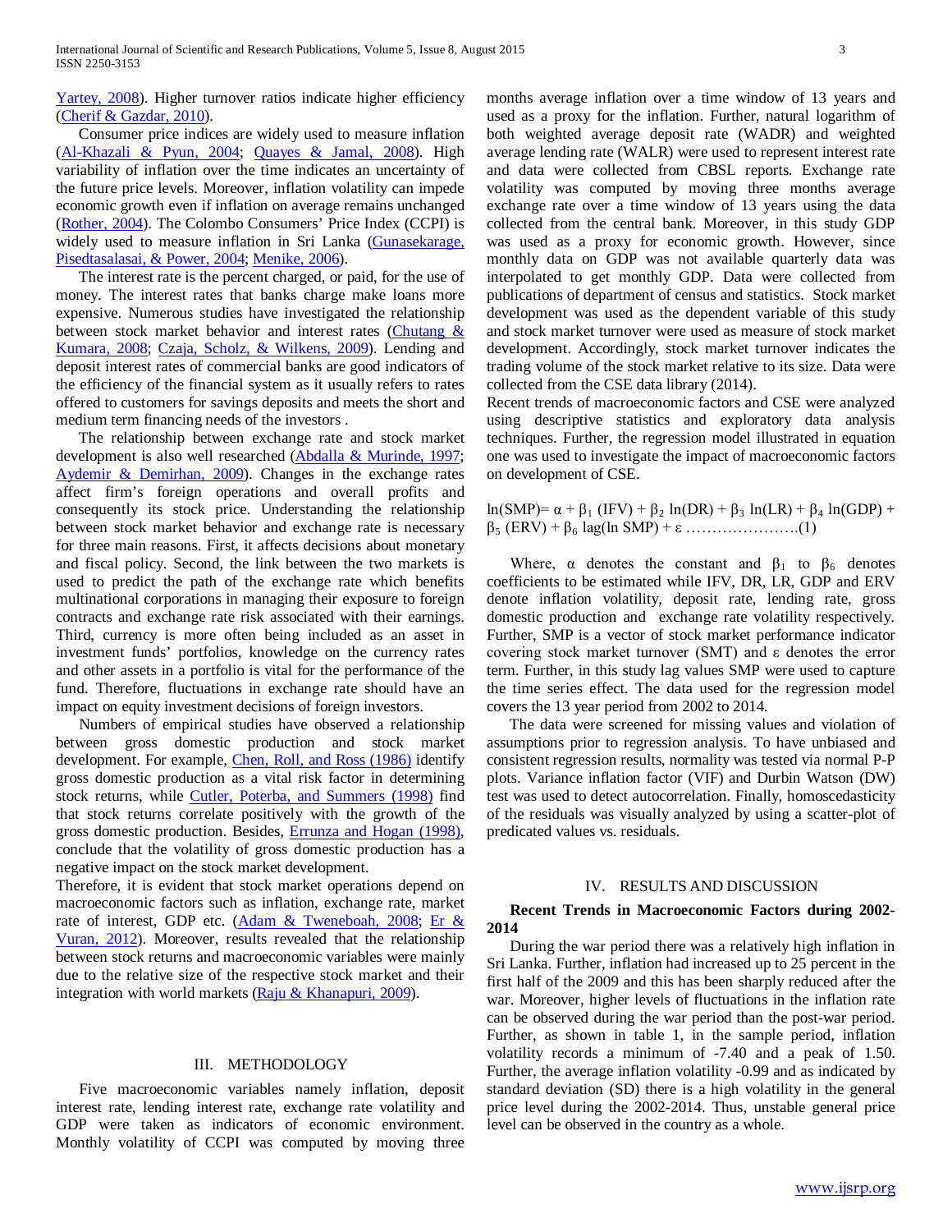Yartey, 2008). Higher turnover ratios indicate higher efficiency (Cherif & Gazdar, 2010).

Consumer price indices are widely used to measure inflation (Al-Khazali & Pyun, 2004; Quayes & Jamal, 2008). High variability of inflation over the time indicates an uncertainty of the future price levels. Moreover, inflation volatility can impede economic growth even if inflation on average remains unchanged (Rother, 2004). The Colombo Consumers' Price Index (CCPI) is widely used to measure inflation in Sri Lanka (Gunasekarage, Pisedtasalasai, & Power, 2004; Menike, 2006).

The interest rate is the percent charged, or paid, for the use of money. The interest rates that banks charge make loans more expensive. Numerous studies have investigated the relationship between stock market behavior and interest rates (Chutang & Kumara, 2008; Czaja, Scholz, & Wilkens, 2009). Lending and deposit interest rates of commercial banks are good indicators of the efficiency of the financial system as it usually refers to rates offered to customers for savings deposits and meets the short and medium term financing needs of the investors .

The relationship between exchange rate and stock market development is also well researched (Abdalla & Murinde, 1997; Aydemir & Demirhan, 2009). Changes in the exchange rates affect firm's foreign operations and overall profits and consequently its stock price. Understanding the relationship between stock market behavior and exchange rate is necessary for three main reasons. First, it affects decisions about monetary and fiscal policy. Second, the link between the two markets is used to predict the path of the exchange rate which benefits multinational corporations in managing their exposure to foreign contracts and exchange rate risk associated with their earnings. Third, currency is more often being included as an asset in investment funds' portfolios, knowledge on the currency rates and other assets in a portfolio is vital for the performance of the fund. Therefore, fluctuations in exchange rate should have an impact on equity investment decisions of foreign investors.

Numbers of empirical studies have observed a relationship between gross domestic production and stock market development. For example, Chen, Roll, and Ross (1986) identify gross domestic production as a vital risk factor in determining stock returns, while Cutler, Poterba, and Summers (1998) find that stock returns correlate positively with the growth of the gross domestic production. Besides, Errunza and Hogan (1998), conclude that the volatility of gross domestic production has a negative impact on the stock market development.

Therefore, it is evident that stock market operations depend on macroeconomic factors such as inflation, exchange rate, market rate of interest, GDP etc. (Adam & Tweneboah, 2008; Er & Vuran, 2012). Moreover, results revealed that the relationship between stock returns and macroeconomic variables were mainly due to the relative size of the respective stock market and their integration with world markets (Raju & Khanapuri, 2009).

## III. METHODOLOGY

Five macroeconomic variables namely inflation, deposit interest rate, lending interest rate, exchange rate volatility and GDP were taken as indicators of economic environment. Monthly volatility of CCPI was computed by moving three months average inflation over a time window of 13 years and used as a proxy for the inflation. Further, natural logarithm of both weighted average deposit rate (WADR) and weighted average lending rate (WALR) were used to represent interest rate and data were collected from CBSL reports. Exchange rate volatility was computed by moving three months average exchange rate over a time window of 13 years using the data collected from the central bank. Moreover, in this study GDP was used as a proxy for economic growth. However, since monthly data on GDP was not available quarterly data was interpolated to get monthly GDP. Data were collected from publications of department of census and statistics. Stock market development was used as the dependent variable of this study and stock market turnover were used as measure of stock market development. Accordingly, stock market turnover indicates the trading volume of the stock market relative to its size. Data were collected from the CSE data library (2014).

Recent trends of macroeconomic factors and CSE were analyzed using descriptive statistics and exploratory data analysis techniques. Further, the regression model illustrated in equation one was used to investigate the impact of macroeconomic factors on development of CSE.

$$\ln(SMP) = \alpha + \beta_1 (IFV) + \beta_2 \ln(DR) + \beta_3 \ln(LR) + \beta_4 \ln(GDP) + \beta_5 (ERV) + \beta_6 \text{ lag}(\ln SMP) + \varepsilon \quad \text{……………………(1)}$$

Where, $\alpha$ denotes the constant and $\beta_1$ to $\beta_6$ denotes coefficients to be estimated while IFV, DR, LR, GDP and ERV denote inflation volatility, deposit rate, lending rate, gross domestic production and exchange rate volatility respectively. Further, SMP is a vector of stock market performance indicator covering stock market turnover (SMT) and $\varepsilon$ denotes the error term. Further, in this study lag values SMP were used to capture the time series effect. The data used for the regression model covers the 13 year period from 2002 to 2014.

The data were screened for missing values and violation of assumptions prior to regression analysis. To have unbiased and consistent regression results, normality was tested via normal P-P plots. Variance inflation factor (VIF) and Durbin Watson (DW) test was used to detect autocorrelation. Finally, homoscedasticity of the residuals was visually analyzed by using a scatter-plot of predicated values vs. residuals.

## IV. RESULTS AND DISCUSSION

### Recent Trends in Macroeconomic Factors during 2002-2014

During the war period there was a relatively high inflation in Sri Lanka. Further, inflation had increased up to 25 percent in the first half of the 2009 and this has been sharply reduced after the war. Moreover, higher levels of fluctuations in the inflation rate can be observed during the war period than the post-war period. Further, as shown in table 1, in the sample period, inflation volatility records a minimum of -7.40 and a peak of 1.50. Further, the average inflation volatility -0.99 and as indicated by standard deviation (SD) there is a high volatility in the general price level during the 2002-2014. Thus, unstable general price level can be observed in the country as a whole.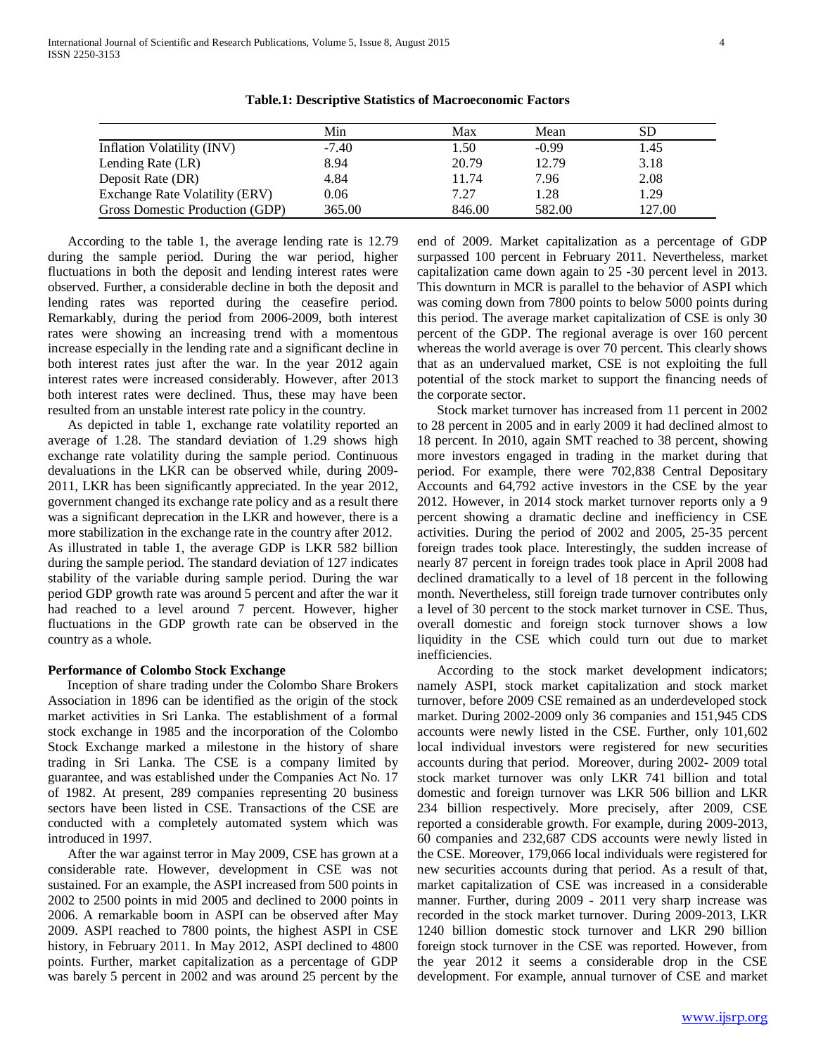**Table.1: Descriptive Statistics of Macroeconomic Factors**

| | Min | Max | Mean | SD |
|---|---|---|---|---|
| Inflation Volatility (INV) | -7.40 | 1.50 | -0.99 | 1.45 |
| Lending Rate (LR) | 8.94 | 20.79 | 12.79 | 3.18 |
| Deposit Rate (DR) | 4.84 | 11.74 | 7.96 | 2.08 |
| Exchange Rate Volatility (ERV) | 0.06 | 7.27 | 1.28 | 1.29 |
| Gross Domestic Production (GDP) | 365.00 | 846.00 | 582.00 | 127.00 |

According to the table 1, the average lending rate is 12.79 during the sample period. During the war period, higher fluctuations in both the deposit and lending interest rates were observed. Further, a considerable decline in both the deposit and lending rates was reported during the ceasefire period. Remarkably, during the period from 2006-2009, both interest rates were showing an increasing trend with a momentous increase especially in the lending rate and a significant decline in both interest rates just after the war. In the year 2012 again interest rates were increased considerably. However, after 2013 both interest rates were declined. Thus, these may have been resulted from an unstable interest rate policy in the country.

As depicted in table 1, exchange rate volatility reported an average of 1.28. The standard deviation of 1.29 shows high exchange rate volatility during the sample period. Continuous devaluations in the LKR can be observed while, during 2009-2011, LKR has been significantly appreciated. In the year 2012, government changed its exchange rate policy and as a result there was a significant deprecation in the LKR and however, there is a more stabilization in the exchange rate in the country after 2012.

As illustrated in table 1, the average GDP is LKR 582 billion during the sample period. The standard deviation of 127 indicates stability of the variable during sample period. During the war period GDP growth rate was around 5 percent and after the war it had reached to a level around 7 percent. However, higher fluctuations in the GDP growth rate can be observed in the country as a whole.

**Performance of Colombo Stock Exchange**

Inception of share trading under the Colombo Share Brokers Association in 1896 can be identified as the origin of the stock market activities in Sri Lanka. The establishment of a formal stock exchange in 1985 and the incorporation of the Colombo Stock Exchange marked a milestone in the history of share trading in Sri Lanka. The CSE is a company limited by guarantee, and was established under the Companies Act No. 17 of 1982. At present, 289 companies representing 20 business sectors have been listed in CSE. Transactions of the CSE are conducted with a completely automated system which was introduced in 1997.

After the war against terror in May 2009, CSE has grown at a considerable rate. However, development in CSE was not sustained. For an example, the ASPI increased from 500 points in 2002 to 2500 points in mid 2005 and declined to 2000 points in 2006. A remarkable boom in ASPI can be observed after May 2009. ASPI reached to 7800 points, the highest ASPI in CSE history, in February 2011. In May 2012, ASPI declined to 4800 points. Further, market capitalization as a percentage of GDP was barely 5 percent in 2002 and was around 25 percent by the end of 2009. Market capitalization as a percentage of GDP surpassed 100 percent in February 2011. Nevertheless, market capitalization came down again to 25 -30 percent level in 2013. This downturn in MCR is parallel to the behavior of ASPI which was coming down from 7800 points to below 5000 points during this period. The average market capitalization of CSE is only 30 percent of the GDP. The regional average is over 160 percent whereas the world average is over 70 percent. This clearly shows that as an undervalued market, CSE is not exploiting the full potential of the stock market to support the financing needs of the corporate sector.

Stock market turnover has increased from 11 percent in 2002 to 28 percent in 2005 and in early 2009 it had declined almost to 18 percent. In 2010, again SMT reached to 38 percent, showing more investors engaged in trading in the market during that period. For example, there were 702,838 Central Depositary Accounts and 64,792 active investors in the CSE by the year 2012. However, in 2014 stock market turnover reports only a 9 percent showing a dramatic decline and inefficiency in CSE activities. During the period of 2002 and 2005, 25-35 percent foreign trades took place. Interestingly, the sudden increase of nearly 87 percent in foreign trades took place in April 2008 had declined dramatically to a level of 18 percent in the following month. Nevertheless, still foreign trade turnover contributes only a level of 30 percent to the stock market turnover in CSE. Thus, overall domestic and foreign stock turnover shows a low liquidity in the CSE which could turn out due to market inefficiencies.

According to the stock market development indicators; namely ASPI, stock market capitalization and stock market turnover, before 2009 CSE remained as an underdeveloped stock market. During 2002-2009 only 36 companies and 151,945 CDS accounts were newly listed in the CSE. Further, only 101,602 local individual investors were registered for new securities accounts during that period. Moreover, during 2002- 2009 total stock market turnover was only LKR 741 billion and total domestic and foreign turnover was LKR 506 billion and LKR 234 billion respectively. More precisely, after 2009, CSE reported a considerable growth. For example, during 2009-2013, 60 companies and 232,687 CDS accounts were newly listed in the CSE. Moreover, 179,066 local individuals were registered for new securities accounts during that period. As a result of that, market capitalization of CSE was increased in a considerable manner. Further, during 2009 - 2011 very sharp increase was recorded in the stock market turnover. During 2009-2013, LKR 1240 billion domestic stock turnover and LKR 290 billion foreign stock turnover in the CSE was reported. However, from the year 2012 it seems a considerable drop in the CSE development. For example, annual turnover of CSE and market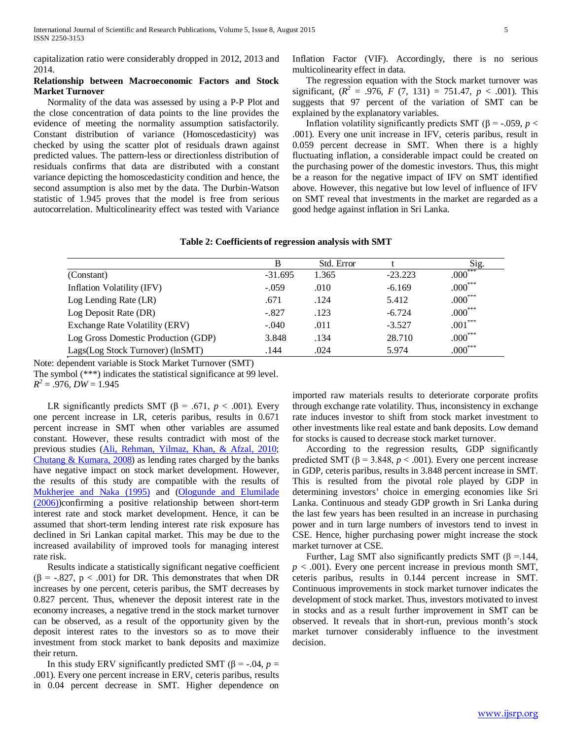capitalization ratio were considerably dropped in 2012, 2013 and 2014.

**Relationship between Macroeconomic Factors and Stock Market Turnover**

Normality of the data was assessed by using a P-P Plot and the close concentration of data points to the line provides the evidence of meeting the normality assumption satisfactorily. Constant distribution of variance (Homoscedasticity) was checked by using the scatter plot of residuals drawn against predicted values. The pattern-less or directionless distribution of residuals confirms that data are distributed with a constant variance depicting the homoscedasticity condition and hence, the second assumption is also met by the data. The Durbin-Watson statistic of 1.945 proves that the model is free from serious autocorrelation. Multicolinearity effect was tested with Variance Inflation Factor (VIF). Accordingly, there is no serious multicolinearity effect in data.

The regression equation with the Stock market turnover was significant, ($R^2$ = .976, $F$ (7, 131) = 751.47, $p$ < .001). This suggests that 97 percent of the variation of SMT can be explained by the explanatory variables.

Inflation volatility significantly predicts SMT (β = -.059, $p$ < .001). Every one unit increase in IFV, ceteris paribus, result in 0.059 percent decrease in SMT. When there is a highly fluctuating inflation, a considerable impact could be created on the purchasing power of the domestic investors. Thus, this might be a reason for the negative impact of IFV on SMT identified above. However, this negative but low level of influence of IFV on SMT reveal that investments in the market are regarded as a good hedge against inflation in Sri Lanka.

**Table 2: Coefficients of regression analysis with SMT**

| | B | Std. Error | t | Sig. |
|---|---|---|---|---|
| (Constant) | -31.695 | 1.365 | -23.223 | .000*** |
| Inflation Volatility (IFV) | -.059 | .010 | -6.169 | .000*** |
| Log Lending Rate (LR) | .671 | .124 | 5.412 | .000*** |
| Log Deposit Rate (DR) | -.827 | .123 | -6.724 | .000*** |
| Exchange Rate Volatility (ERV) | -.040 | .011 | -3.527 | .001*** |
| Log Gross Domestic Production (GDP) | 3.848 | .134 | 28.710 | .000*** |
| Lags(Log Stock Turnover) (lnSMT) | .144 | .024 | 5.974 | .000*** |

Note: dependent variable is Stock Market Turnover (SMT)
The symbol (***) indicates the statistical significance at 99 level.
$R^2$ = .976, $DW$ = 1.945

LR significantly predicts SMT (β = .671, $p$ < .001). Every one percent increase in LR, ceteris paribus, results in 0.671 percent increase in SMT when other variables are assumed constant. However, these results contradict with most of the previous studies (Ali, Rehman, Yilmaz, Khan, & Afzal, 2010; Chutang & Kumara, 2008) as lending rates charged by the banks have negative impact on stock market development. However, the results of this study are compatible with the results of Mukherjee and Naka (1995) and (Ologunde and Elumilade (2006))confirming a positive relationship between short-term interest rate and stock market development. Hence, it can be assumed that short-term lending interest rate risk exposure has declined in Sri Lankan capital market. This may be due to the increased availability of improved tools for managing interest rate risk.

Results indicate a statistically significant negative coefficient (β = -.827, p < .001) for DR. This demonstrates that when DR increases by one percent, ceteris paribus, the SMT decreases by 0.827 percent. Thus, whenever the deposit interest rate in the economy increases, a negative trend in the stock market turnover can be observed, as a result of the opportunity given by the deposit interest rates to the investors so as to move their investment from stock market to bank deposits and maximize their return.

In this study ERV significantly predicted SMT (β = -.04, $p$ = .001). Every one percent increase in ERV, ceteris paribus, results in 0.04 percent decrease in SMT. Higher dependence on imported raw materials results to deteriorate corporate profits through exchange rate volatility. Thus, inconsistency in exchange rate induces investor to shift from stock market investment to other investments like real estate and bank deposits. Low demand for stocks is caused to decrease stock market turnover.

According to the regression results, GDP significantly predicted SMT (β = 3.848, $p$ < .001). Every one percent increase in GDP, ceteris paribus, results in 3.848 percent increase in SMT. This is resulted from the pivotal role played by GDP in determining investors' choice in emerging economies like Sri Lanka. Continuous and steady GDP growth in Sri Lanka during the last few years has been resulted in an increase in purchasing power and in turn large numbers of investors tend to invest in CSE. Hence, higher purchasing power might increase the stock market turnover at CSE.

Further, Lag SMT also significantly predicts SMT (β =.144, $p$ < .001). Every one percent increase in previous month SMT, ceteris paribus, results in 0.144 percent increase in SMT. Continuous improvements in stock market turnover indicates the development of stock market. Thus, investors motivated to invest in stocks and as a result further improvement in SMT can be observed. It reveals that in short-run, previous month's stock market turnover considerably influence to the investment decision.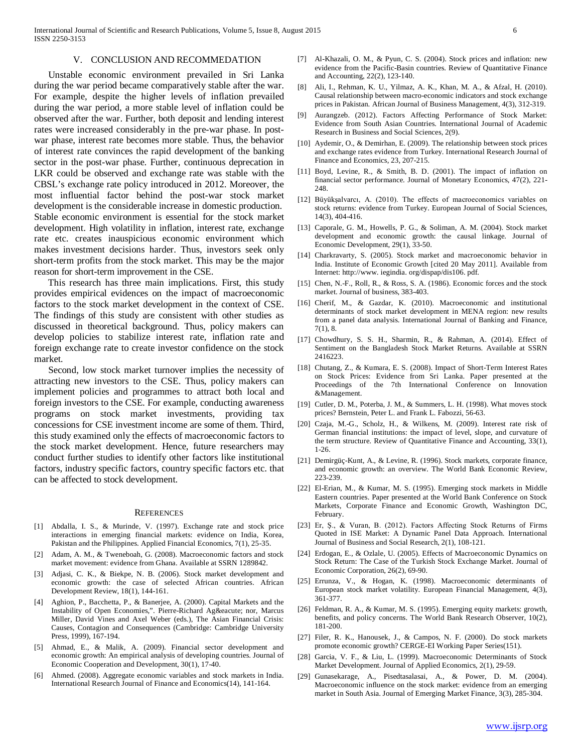## V. CONCLUSION AND RECOMMEDATION

Unstable economic environment prevailed in Sri Lanka during the war period became comparatively stable after the war. For example, despite the higher levels of inflation prevailed during the war period, a more stable level of inflation could be observed after the war. Further, both deposit and lending interest rates were increased considerably in the pre-war phase. In post-war phase, interest rate becomes more stable. Thus, the behavior of interest rate convinces the rapid development of the banking sector in the post-war phase. Further, continuous deprecation in LKR could be observed and exchange rate was stable with the CBSL's exchange rate policy introduced in 2012. Moreover, the most influential factor behind the post-war stock market development is the considerable increase in domestic production. Stable economic environment is essential for the stock market development. High volatility in inflation, interest rate, exchange rate etc. creates inauspicious economic environment which makes investment decisions harder. Thus, investors seek only short-term profits from the stock market. This may be the major reason for short-term improvement in the CSE.

This research has three main implications. First, this study provides empirical evidences on the impact of macroeconomic factors to the stock market development in the context of CSE. The findings of this study are consistent with other studies as discussed in theoretical background. Thus, policy makers can develop policies to stabilize interest rate, inflation rate and foreign exchange rate to create investor confidence on the stock market.

Second, low stock market turnover implies the necessity of attracting new investors to the CSE. Thus, policy makers can implement policies and programmes to attract both local and foreign investors to the CSE. For example, conducting awareness programs on stock market investments, providing tax concessions for CSE investment income are some of them. Third, this study examined only the effects of macroeconomic factors to the stock market development. Hence, future researchers may conduct further studies to identify other factors like institutional factors, industry specific factors, country specific factors etc. that can be affected to stock development.

## REFERENCES

[1] Abdalla, I. S., & Murinde, V. (1997). Exchange rate and stock price interactions in emerging financial markets: evidence on India, Korea, Pakistan and the Philippines. Applied Financial Economics, 7(1), 25-35.

[2] Adam, A. M., & Tweneboah, G. (2008). Macroeconomic factors and stock market movement: evidence from Ghana. Available at SSRN 1289842.

[3] Adjasi, C. K., & Biekpe, N. B. (2006). Stock market development and economic growth: the case of selected African countries. African Development Review, 18(1), 144-161.

[4] Aghion, P., Bacchetta, P., & Banerjee, A. (2000). Capital Markets and the Instability of Open Economies,". Pierre-Richard Ag&eacute; nor, Marcus Miller, David Vines and Axel Weber (eds.), The Asian Financial Crisis: Causes, Contagion and Consequences (Cambridge: Cambridge University Press, 1999), 167-194.

[5] Ahmad, E., & Malik, A. (2009). Financial sector development and economic growth: An empirical analysis of developing countries. Journal of Economic Cooperation and Development, 30(1), 17-40.

[6] Ahmed. (2008). Aggregate economic variables and stock markets in India. International Research Journal of Finance and Economics(14), 141-164.

[7] Al-Khazali, O. M., & Pyun, C. S. (2004). Stock prices and inflation: new evidence from the Pacific-Basin countries. Review of Quantitative Finance and Accounting, 22(2), 123-140.

[8] Ali, I., Rehman, K. U., Yilmaz, A. K., Khan, M. A., & Afzal, H. (2010). Causal relationship between macro-economic indicators and stock exchange prices in Pakistan. African Journal of Business Management, 4(3), 312-319.

[9] Aurangzeb. (2012). Factors Affecting Performance of Stock Market: Evidence from South Asian Countries. International Journal of Academic Research in Business and Social Sciences, 2(9).

[10] Aydemir, O., & Demirhan, E. (2009). The relationship between stock prices and exchange rates evidence from Turkey. International Research Journal of Finance and Economics, 23, 207-215.

[11] Boyd, Levine, R., & Smith, B. D. (2001). The impact of inflation on financial sector performance. Journal of Monetary Economics, 47(2), 221-248.

[12] Büyükşalvarcı, A. (2010). The effects of macroeconomics variables on stock returns: evidence from Turkey. European Journal of Social Sciences, 14(3), 404-416.

[13] Caporale, G. M., Howells, P. G., & Soliman, A. M. (2004). Stock market development and economic growth: the causal linkage. Journal of Economic Development, 29(1), 33-50.

[14] Charkravarty, S. (2005). Stock market and macroeconomic behavior in India. Institute of Economic Growth [cited 20 May 2011]. Available from Internet: http://www. iegindia. org/dispap/dis106. pdf.

[15] Chen, N.-F., Roll, R., & Ross, S. A. (1986). Economic forces and the stock market. Journal of business, 383-403.

[16] Cherif, M., & Gazdar, K. (2010). Macroeconomic and institutional determinants of stock market development in MENA region: new results from a panel data analysis. International Journal of Banking and Finance, 7(1), 8.

[17] Chowdhury, S. S. H., Sharmin, R., & Rahman, A. (2014). Effect of Sentiment on the Bangladesh Stock Market Returns. Available at SSRN 2416223.

[18] Chutang, Z., & Kumara, E. S. (2008). Impact of Short-Term Interest Rates on Stock Prices: Evidence from Sri Lanka. Paper presented at the Proceedings of the 7th International Conference on Innovation &Management.

[19] Cutler, D. M., Poterba, J. M., & Summers, L. H. (1998). What moves stock prices? Bernstein, Peter L. and Frank L. Fabozzi, 56-63.

[20] Czaja, M.-G., Scholz, H., & Wilkens, M. (2009). Interest rate risk of German financial institutions: the impact of level, slope, and curvature of the term structure. Review of Quantitative Finance and Accounting, 33(1), 1-26.

[21] Demirgüç-Kunt, A., & Levine, R. (1996). Stock markets, corporate finance, and economic growth: an overview. The World Bank Economic Review, 223-239.

[22] El-Erian, M., & Kumar, M. S. (1995). Emerging stock markets in Middle Eastern countries. Paper presented at the World Bank Conference on Stock Markets, Corporate Finance and Economic Growth, Washington DC, February.

[23] Er, Ş., & Vuran, B. (2012). Factors Affecting Stock Returns of Firms Quoted in ISE Market: A Dynamic Panel Data Approach. International Journal of Business and Social Research, 2(1), 108-121.

[24] Erdogan, E., & Ozlale, U. (2005). Effects of Macroeconomic Dynamics on Stock Return: The Case of the Turkish Stock Exchange Market. Journal of Economic Corporation, 26(2), 69-90.

[25] Errunza, V., & Hogan, K. (1998). Macroeconomic determinants of European stock market volatility. European Financial Management, 4(3), 361-377.

[26] Feldman, R. A., & Kumar, M. S. (1995). Emerging equity markets: growth, benefits, and policy concerns. The World Bank Research Observer, 10(2), 181-200.

[27] Filer, R. K., Hanousek, J., & Campos, N. F. (2000). Do stock markets promote economic growth? CERGE-EI Working Paper Series(151).

[28] Garcia, V. F., & Liu, L. (1999). Macroeconomic Determinants of Stock Market Development. Journal of Applied Economics, 2(1), 29-59.

[29] Gunasekarage, A., Pisedtasalasai, A., & Power, D. M. (2004). Macroeconomic influence on the stock market: evidence from an emerging market in South Asia. Journal of Emerging Market Finance, 3(3), 285-304.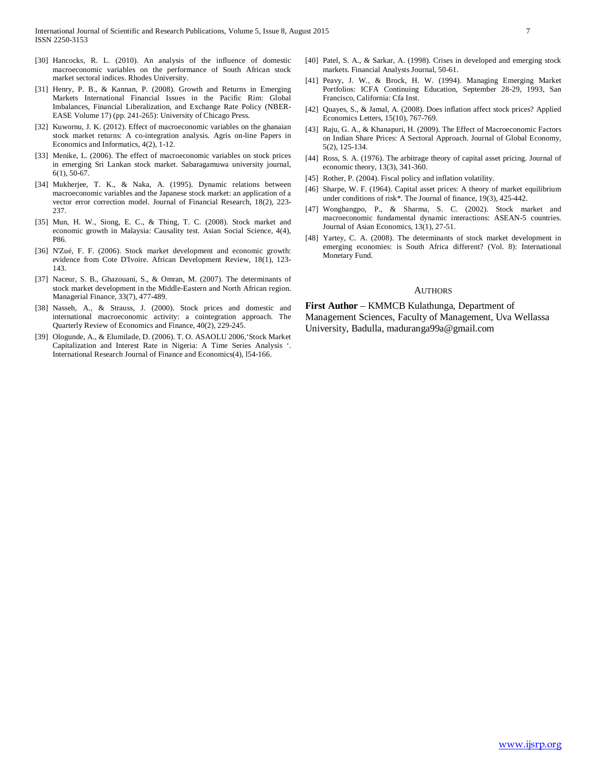[30] Hancocks, R. L. (2010). An analysis of the influence of domestic macroeconomic variables on the performance of South African stock market sectoral indices. Rhodes University.

[31] Henry, P. B., & Kannan, P. (2008). Growth and Returns in Emerging Markets International Financial Issues in the Pacific Rim: Global Imbalances, Financial Liberalization, and Exchange Rate Policy (NBER-EASE Volume 17) (pp. 241-265): University of Chicago Press.

[32] Kuwornu, J. K. (2012). Effect of macroeconomic variables on the ghanaian stock market returns: A co-integration analysis. Agris on-line Papers in Economics and Informatics, 4(2), 1-12.

[33] Menike, L. (2006). The effect of macroeconomic variables on stock prices in emerging Sri Lankan stock market. Sabaragamuwa university journal, 6(1), 50-67.

[34] Mukherjee, T. K., & Naka, A. (1995). Dynamic relations between macroeconomic variables and the Japanese stock market: an application of a vector error correction model. Journal of Financial Research, 18(2), 223-237.

[35] Mun, H. W., Siong, E. C., & Thing, T. C. (2008). Stock market and economic growth in Malaysia: Causality test. Asian Social Science, 4(4), P86.

[36] N'Zué, F. F. (2006). Stock market development and economic growth: evidence from Cote D'Ivoire. African Development Review, 18(1), 123-143.

[37] Naceur, S. B., Ghazouani, S., & Omran, M. (2007). The determinants of stock market development in the Middle-Eastern and North African region. Managerial Finance, 33(7), 477-489.

[38] Nasseh, A., & Strauss, J. (2000). Stock prices and domestic and international macroeconomic activity: a cointegration approach. The Quarterly Review of Economics and Finance, 40(2), 229-245.

[39] Ologunde, A., & Elumilade, D. (2006). T. O. ASAOLU 2006,'Stock Market Capitalization and Interest Rate in Nigeria: A Time Series Analysis '. International Research Journal of Finance and Economics(4), l54-166.

[40] Patel, S. A., & Sarkar, A. (1998). Crises in developed and emerging stock markets. Financial Analysts Journal, 50-61.

[41] Peavy, J. W., & Brock, H. W. (1994). Managing Emerging Market Portfolios: ICFA Continuing Education, September 28-29, 1993, San Francisco, California: Cfa Inst.

[42] Quayes, S., & Jamal, A. (2008). Does inflation affect stock prices? Applied Economics Letters, 15(10), 767-769.

[43] Raju, G. A., & Khanapuri, H. (2009). The Effect of Macroeconomic Factors on Indian Share Prices: A Sectoral Approach. Journal of Global Economy, 5(2), 125-134.

[44] Ross, S. A. (1976). The arbitrage theory of capital asset pricing. Journal of economic theory, 13(3), 341-360.

[45] Rother, P. (2004). Fiscal policy and inflation volatility.

[46] Sharpe, W. F. (1964). Capital asset prices: A theory of market equilibrium under conditions of risk*. The Journal of finance, 19(3), 425-442.

[47] Wongbangpo, P., & Sharma, S. C. (2002). Stock market and macroeconomic fundamental dynamic interactions: ASEAN-5 countries. Journal of Asian Economics, 13(1), 27-51.

[48] Yartey, C. A. (2008). The determinants of stock market development in emerging economies: is South Africa different? (Vol. 8): International Monetary Fund.

## Authors

**First Author** – KMMCB Kulathunga, Department of Management Sciences, Faculty of Management, Uva Wellassa University, Badulla, maduranga99a@gmail.com